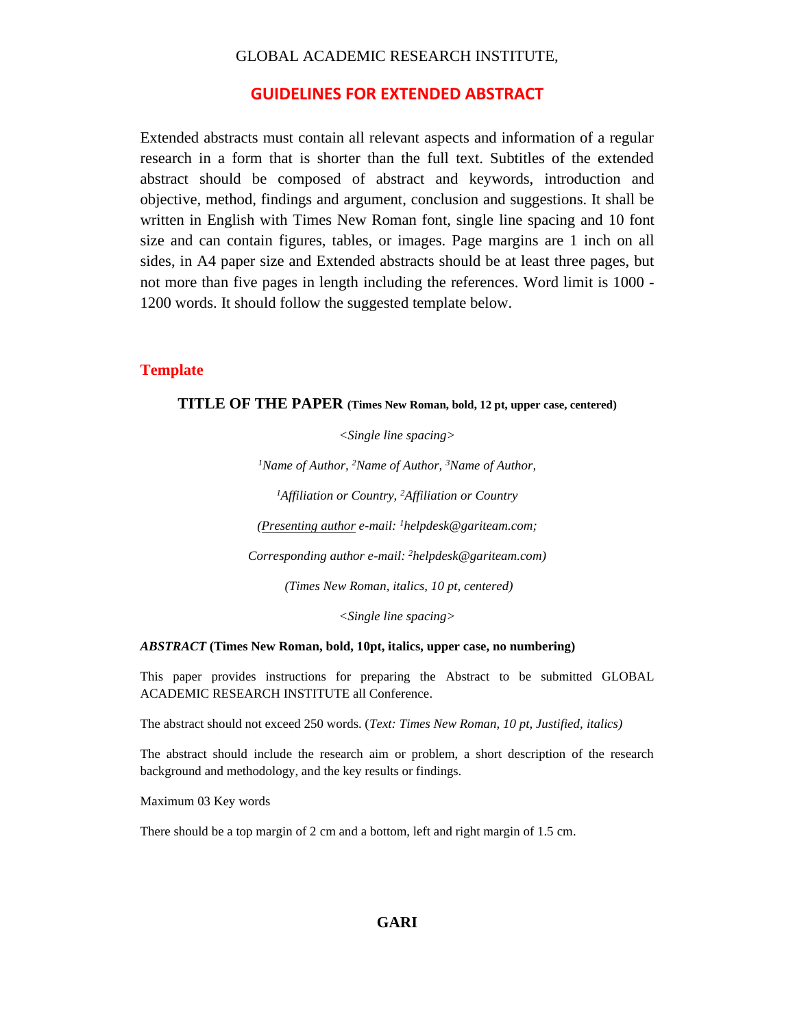GLOBAL ACADEMIC RESEARCH INSTITUTE,

# GUIDELINES FOR EXTENDED ABSTRACT

Extended abstracts must contain all relevant aspects and information of a regular research in a form that is shorter than the full text. Subtitles of the extended abstract should be composed of abstract and keywords, introduction and objective, method, findings and argument, conclusion and suggestions. It shall be written in English with Times New Roman font, single line spacing and 10 font size and can contain figures, tables, or images. Page margins are 1 inch on all sides, in A4 paper size and Extended abstracts should be at least three pages, but not more than five pages in length including the references. Word limit is 1000 - 1200 words. It should follow the suggested template below.

## Template

**TITLE OF THE PAPER (Times New Roman, bold, 12 pt, upper case, centered)**

*<Single line spacing>*

*[1]Name of Author, [2]Name of Author, [3]Name of Author,*

*[1]Affiliation or Country, [2]Affiliation or Country*

*(Presenting author e-mail: [1]helpdesk@gariteam.com;*

*Corresponding author e-mail: [2]helpdesk@gariteam.com)*

*(Times New Roman, italics, 10 pt, centered)*

*<Single line spacing>*

***ABSTRACT* (Times New Roman, bold, 10pt, italics, upper case, no numbering)**

This paper provides instructions for preparing the Abstract to be submitted GLOBAL ACADEMIC RESEARCH INSTITUTE all Conference.

The abstract should not exceed 250 words. (*Text: Times New Roman, 10 pt, Justified, italics)*

The abstract should include the research aim or problem, a short description of the research background and methodology, and the key results or findings.

Maximum 03 Key words

There should be a top margin of 2 cm and a bottom, left and right margin of 1.5 cm.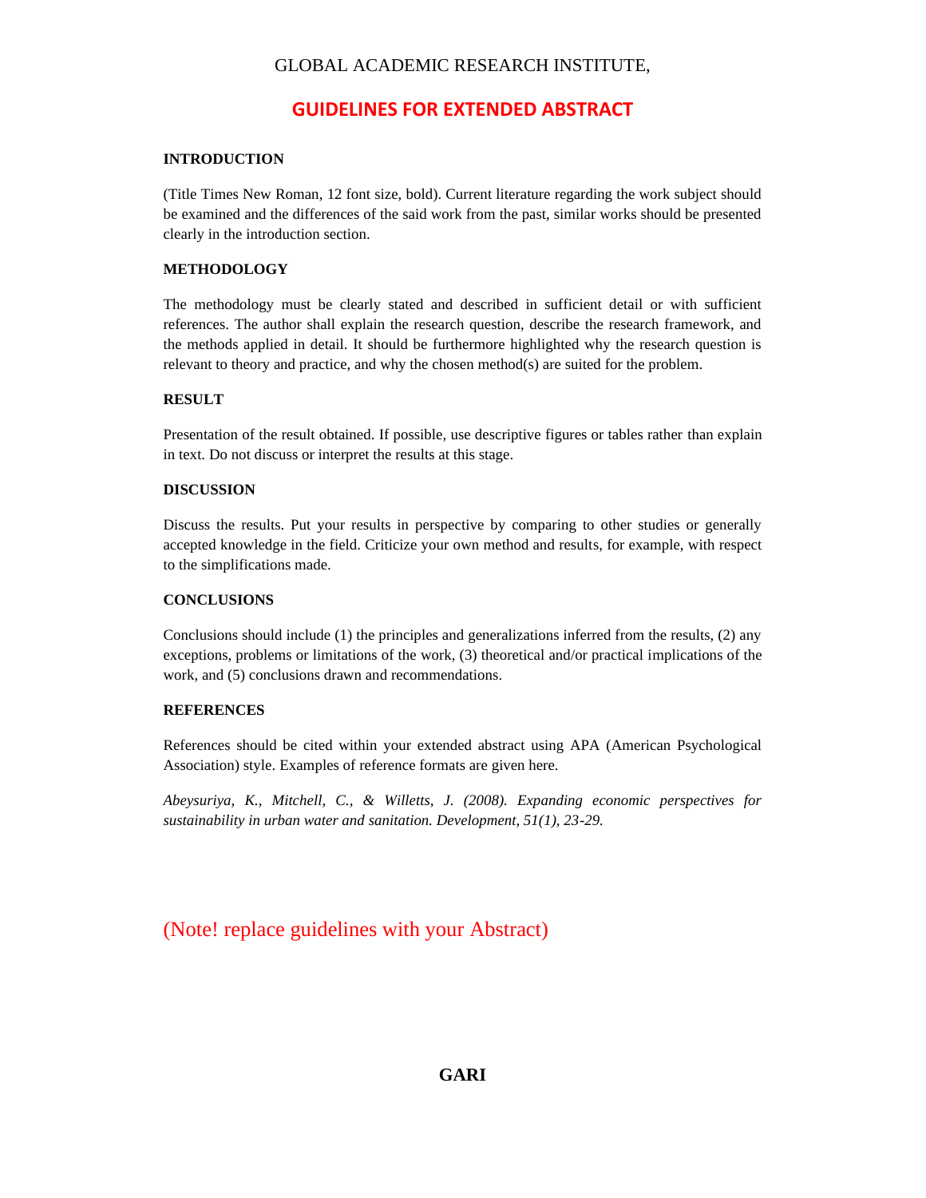GLOBAL ACADEMIC RESEARCH INSTITUTE,

# GUIDELINES FOR EXTENDED ABSTRACT

**INTRODUCTION**

(Title Times New Roman, 12 font size, bold). Current literature regarding the work subject should be examined and the differences of the said work from the past, similar works should be presented clearly in the introduction section.

**METHODOLOGY**

The methodology must be clearly stated and described in sufficient detail or with sufficient references. The author shall explain the research question, describe the research framework, and the methods applied in detail. It should be furthermore highlighted why the research question is relevant to theory and practice, and why the chosen method(s) are suited for the problem.

**RESULT**

Presentation of the result obtained. If possible, use descriptive figures or tables rather than explain in text. Do not discuss or interpret the results at this stage.

**DISCUSSION**

Discuss the results. Put your results in perspective by comparing to other studies or generally accepted knowledge in the field. Criticize your own method and results, for example, with respect to the simplifications made.

**CONCLUSIONS**

Conclusions should include (1) the principles and generalizations inferred from the results, (2) any exceptions, problems or limitations of the work, (3) theoretical and/or practical implications of the work, and (5) conclusions drawn and recommendations.

**REFERENCES**

References should be cited within your extended abstract using APA (American Psychological Association) style. Examples of reference formats are given here.

*Abeysuriya, K., Mitchell, C., & Willetts, J. (2008). Expanding economic perspectives for sustainability in urban water and sanitation. Development, 51(1), 23-29.*

(Note! replace guidelines with your Abstract)

**GARI**